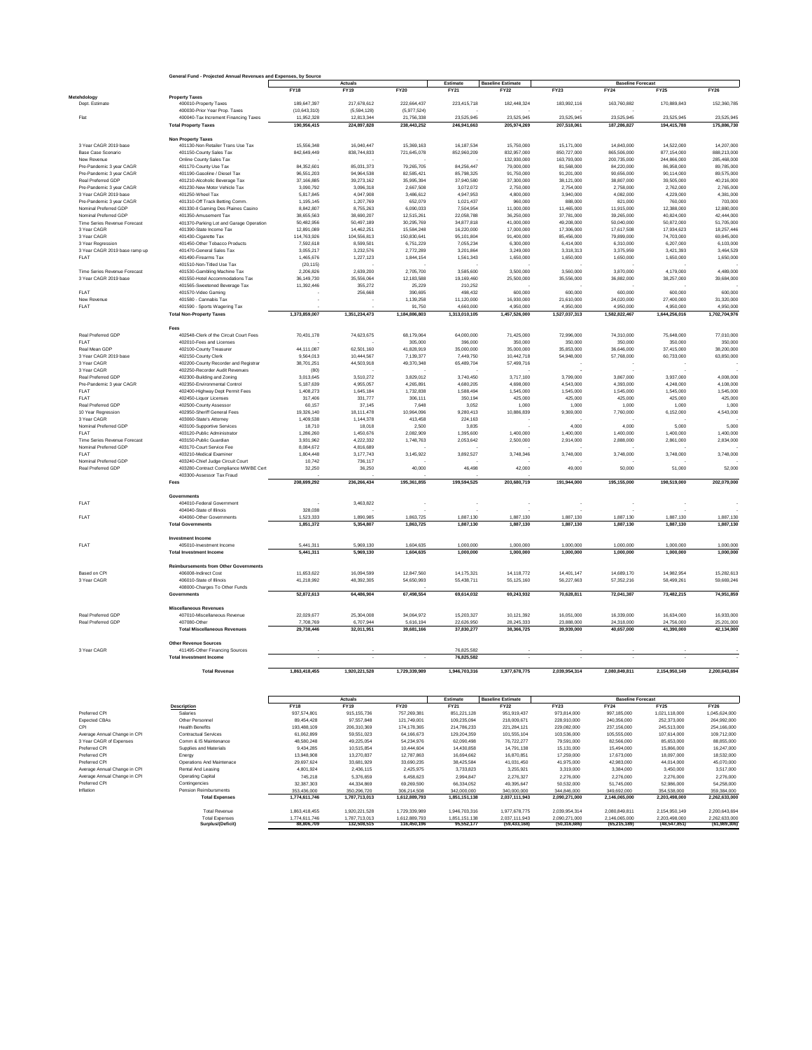## General Fund - Projected Annual Revenues and Expenses, by Source

| Metehdology | | Actuals | | | Estimate | Baseline Estimate | Baseline Forecast | | | |
|---|---|---|---|---|---|---|---|---|---|---|
| | | FY18 | FY19 | FY20 | FY21 | FY22 | FY23 | FY24 | FY25 | FY26 |
| | **Property Taxes** | | | | | | | | | |
| Dept. Estimate | 400010-Property Taxes | 189,647,397 | 217,678,612 | 222,664,437 | 223,415,718 | 182,448,324 | 183,992,116 | 163,760,882 | 170,889,843 | 152,360,785 |
| | 400030-Prior Year Prop. Taxes | (10,643,310) | (5,594,128) | (5,977,524) | - | - | - | - | - | - |
| Flat | 400040-Tax Increment Financing Taxes | 11,952,328 | 12,813,344 | 21,756,338 | 23,525,945 | 23,525,945 | 23,525,945 | 23,525,945 | 23,525,945 | 23,525,945 |
| | **Total Property Taxes** | **190,956,415** | **224,897,828** | **238,443,252** | **246,941,663** | **205,974,269** | **207,518,061** | **187,286,827** | **194,415,788** | **175,886,730** |
| | **Non Property Taxes** | | | | | | | | | |
| 3 Year CAGR 2019 base | 401130-Non Retailer Trans Use Tax | 15,556,348 | 16,040,447 | 15,369,163 | 16,187,534 | 15,750,000 | 15,171,000 | 14,843,000 | 14,522,000 | 14,207,000 |
| Base Case Scenario | 401150-County Sales Tax | 842,649,449 | 838,744,833 | 721,645,078 | 852,960,209 | 832,957,000 | 850,727,000 | 865,506,000 | 877,154,000 | 888,213,000 |
| New Revenue | Online County Sales Tax | - | - | - | - | 132,930,000 | 163,793,000 | 200,735,000 | 244,866,000 | 285,468,000 |
| Pre-Pandemic 3 year CAGR | 401170-County Use Tax | 84,352,601 | 85,031,373 | 79,265,705 | 84,256,447 | 79,000,000 | 81,568,000 | 84,220,000 | 86,958,000 | 89,785,000 |
| Pre-Pandemic 3 year CAGR | 401190-Gasoline / Diesel Tax | 96,551,203 | 94,964,538 | 82,585,421 | 85,798,325 | 91,750,000 | 91,201,000 | 90,656,000 | 90,114,000 | 89,575,000 |
| Real Preferred GDP | 401210-Alcoholic Beverage Tax | 37,166,885 | 39,273,162 | 35,995,394 | 37,940,580 | 37,300,000 | 38,121,000 | 38,807,000 | 39,505,000 | 40,216,000 |
| Pre-Pandemic 3 year CAGR | 401230-New Motor Vehicle Tax | 3,090,792 | 3,096,318 | 2,667,508 | 3,072,072 | 2,750,000 | 2,754,000 | 2,758,000 | 2,762,000 | 2,765,000 |
| 3 Year CAGR 2019 base | 401250-Wheel Tax | 5,817,845 | 4,047,908 | 3,486,612 | 4,947,953 | 4,800,000 | 3,940,000 | 4,082,000 | 4,229,000 | 4,381,000 |
| Pre-Pandemic 3 year CAGR | 401310-Off Track Betting Comm. | 1,195,145 | 1,207,769 | 652,079 | 1,021,437 | 960,000 | 888,000 | 821,000 | 760,000 | 703,000 |
| Nominal Preferred GDP | 401330-Il Gaming Des Plaines Casino | 8,842,807 | 8,755,263 | 6,090,033 | 7,504,954 | 11,000,000 | 11,465,000 | 11,915,000 | 12,388,000 | 12,880,000 |
| Nominal Preferred GDP | 401350-Amusement Tax | 38,655,563 | 38,690,207 | 12,515,261 | 22,058,788 | 36,250,000 | 37,781,000 | 39,265,000 | 40,824,000 | 42,444,000 |
| Time Series Revenue Forecast | 401370-Parking Lot and Garage Operation | 50,482,956 | 50,497,189 | 30,295,769 | 34,877,818 | 41,000,000 | 49,208,000 | 50,040,000 | 50,872,000 | 51,705,000 |
| 3 Year CAGR | 401390-State Income Tax | 12,891,089 | 14,462,251 | 15,584,248 | 16,220,000 | 17,000,000 | 17,306,000 | 17,617,508 | 17,934,623 | 18,257,446 |
| 3 Year CAGR | 401430-Cigarette Tax | 114,763,926 | 104,556,813 | 150,830,641 | 95,101,804 | 91,400,000 | 85,456,000 | 79,899,000 | 74,703,000 | 69,845,000 |
| 3 Year Regression | 401450-Other Tobacco Products | 7,592,618 | 8,599,501 | 6,751,229 | 7,055,234 | 6,300,000 | 6,414,000 | 6,310,000 | 6,207,000 | 6,103,000 |
| 3 Year CAGR 2019 base ramp up | 401470-General Sales Tax | 3,055,217 | 3,232,576 | 2,772,289 | 3,201,864 | 3,249,000 | 3,318,313 | 3,375,959 | 3,421,393 | 3,464,529 |
| FLAT | 401490-Firearms Tax | 1,465,676 | 1,227,123 | 1,844,154 | 1,561,343 | 1,650,000 | 1,650,000 | 1,650,000 | 1,650,000 | 1,650,000 |
| | 401510-Non-Titled Use Tax | (20,115) | - | - | - | - | - | - | - | - |
| Time Series Revenue Forecast | 401530-Gambling Machine Tax | 2,206,826 | 2,639,200 | 2,705,700 | 3,585,600 | 3,500,000 | 3,560,000 | 3,870,000 | 4,179,000 | 4,489,000 |
| 3 Year CAGR 2019 base | 401550-Hotel Accommodations Tax | 36,149,730 | 35,556,064 | 12,183,588 | 19,169,460 | 25,500,000 | 35,556,000 | 36,882,000 | 38,257,000 | 39,684,000 |
| | 401565-Sweetened Beverage Tax | 11,392,446 | 355,272 | 25,229 | 210,252 | - | - | - | - | - |
| FLAT | 401570-Video Gaming | - | 256,668 | 390,695 | 498,432 | 600,000 | 600,000 | 600,000 | 600,000 | 600,000 |
| New Revenue | 401580 - Cannabis Tax | - | - | 1,139,258 | 11,120,000 | 16,930,000 | 21,610,000 | 24,020,000 | 27,400,000 | 31,320,000 |
| FLAT | 401590 - Sports Wagering Tax | - | - | 91,750 | 4,660,000 | 4,950,000 | 4,950,000 | 4,950,000 | 4,950,000 | 4,950,000 |
| | **Total Non-Property Taxes** | **1,373,859,007** | **1,351,234,473** | **1,184,886,803** | **1,313,010,105** | **1,457,526,000** | **1,527,037,313** | **1,582,822,467** | **1,644,256,016** | **1,702,704,976** |
| | **Fees** | | | | | | | | | |
| Real Preferred GDP | 402548-Clerk of the Circuit Court Fees | 70,431,178 | 74,623,675 | 68,179,064 | 64,000,000 | 71,425,000 | 72,996,000 | 74,310,000 | 75,648,000 | 77,010,000 |
| FLAT | 402010-Fees and Licenses | - | - | 305,000 | 396,000 | 350,000 | 350,000 | 350,000 | 350,000 | 350,000 |
| Real Mean GDP | 402100-County Treasurer | 44,111,087 | 62,501,160 | 41,828,919 | 35,000,000 | 35,000,000 | 35,853,000 | 36,646,000 | 37,415,000 | 38,200,000 |
| 3 Year CAGR 2019 base | 402150-County Clerk | 9,564,013 | 10,444,567 | 7,139,377 | 7,449,750 | 10,442,718 | 54,948,000 | 57,768,000 | 60,733,000 | 63,850,000 |
| 3 Year CAGR | 402200-County Recorder and Registrar | 38,701,251 | 44,503,918 | 49,370,348 | 65,489,704 | 57,499,716 | - | - | - | - |
| 3 Year CAGR | 402250-Recorder Audit Revenues | (80) | - | - | - | - | - | - | - | - |
| Real Preferred GDP | 402300-Building and Zoning | 3,013,645 | 3,510,272 | 3,829,012 | 3,740,450 | 3,717,100 | 3,799,000 | 3,867,000 | 3,937,000 | 4,008,000 |
| Pre-Pandemic 3 year CAGR | 402350-Environmental Control | 5,187,639 | 4,955,057 | 4,265,891 | 4,680,205 | 4,698,000 | 4,543,000 | 4,393,000 | 4,248,000 | 4,108,000 |
| FLAT | 402400-Highway Dept Permit Fees | 1,408,273 | 1,645,184 | 1,732,838 | 1,588,494 | 1,545,000 | 1,545,000 | 1,545,000 | 1,545,000 | 1,545,000 |
| FLAT | 402450-Liquor Licenses | 317,406 | 331,777 | 306,111 | 350,194 | 425,000 | 425,000 | 425,000 | 425,000 | 425,000 |
| Real Preferred GDP | 402500-County Assessor | 60,157 | 37,145 | 7,648 | 3,052 | 1,000 | 1,000 | 1,000 | 1,000 | 1,000 |
| 10 Year Regression | 402950-Sheriff General Fees | 19,326,140 | 18,111,478 | 10,964,096 | 9,280,413 | 10,886,839 | 9,369,000 | 7,760,000 | 6,152,000 | 4,543,000 |
| 3 Year CAGR | 403060-State's Attorney | 1,409,538 | 1,144,378 | 413,458 | 224,163 | - | - | - | - | - |
| Nominal Preferred GDP | 403100-Supportive Services | 18,710 | 18,018 | 2,500 | 3,835 | - | 4,000 | 4,000 | 5,000 | 5,000 |
| FLAT | 403120-Public Administrator | 1,286,260 | 1,450,676 | 2,082,909 | 1,395,600 | 1,400,000 | 1,400,000 | 1,400,000 | 1,400,000 | 1,400,000 |
| Time Series Revenue Forecast | 403150-Public Guardian | 3,931,962 | 4,222,332 | 1,748,763 | 2,053,642 | 2,500,000 | 2,914,000 | 2,888,000 | 2,861,000 | 2,834,000 |
| Nominal Preferred GDP | 403170-Court Service Fee | 8,084,672 | 4,816,689 | - | - | - | - | - | - | - |
| FLAT | 403210-Medical Examiner | 1,804,448 | 3,177,743 | 3,145,922 | 3,892,527 | 3,748,346 | 3,748,000 | 3,748,000 | 3,748,000 | 3,748,000 |
| Nominal Preferred GDP | 403240-Chief Judge Circuit Court | 10,742 | 736,117 | - | - | - | - | - | - | - |
| Real Preferred GDP | 403280-Contract Compliance M/WBE Cert | 32,250 | 36,250 | 40,000 | 46,498 | 42,000 | 49,000 | 50,000 | 51,000 | 52,000 |
| | 403300-Assessor Tax Fraud | - | - | - | - | - | - | - | - | - |
| | **Fees** | **208,699,292** | **236,266,434** | **195,361,855** | **199,594,525** | **203,680,719** | **191,944,000** | **195,155,000** | **198,519,000** | **202,079,000** |
| | **Governments** | | | | | | | | | |
| FLAT | 404010-Federal Government | - | 3,463,822 | - | - | - | - | - | - | - |
| | 404040-State of Illinois | 328,038 | - | - | - | - | - | - | - | - |
| FLAT | 404060-Other Governments | 1,523,333 | 1,890,985 | 1,863,725 | 1,887,130 | 1,887,130 | 1,887,130 | 1,887,130 | 1,887,130 | 1,887,130 |
| | **Total Governments** | **1,851,372** | **5,354,807** | **1,863,725** | **1,887,130** | **1,887,130** | **1,887,130** | **1,887,130** | **1,887,130** | **1,887,130** |
| | **Investment Income** | | | | | | | | | |
| FLAT | 405010-Investment Income | 5,441,311 | 5,969,130 | 1,604,635 | 1,000,000 | 1,000,000 | 1,000,000 | 1,000,000 | 1,000,000 | 1,000,000 |
| | **Total Investment Income** | **5,441,311** | **5,969,130** | **1,604,635** | **1,000,000** | **1,000,000** | **1,000,000** | **1,000,000** | **1,000,000** | **1,000,000** |
| | **Reimbursements from Other Governments** | | | | | | | | | |
| Based on CPI | 406008-Indirect Cost | 11,653,622 | 16,094,599 | 12,847,560 | 14,175,321 | 14,118,772 | 14,401,147 | 14,689,170 | 14,982,954 | 15,282,613 |
| 3 Year CAGR | 406010-State of Illinois | 41,218,992 | 48,392,305 | 54,650,993 | 55,438,711 | 55,125,160 | 56,227,663 | 57,352,216 | 58,499,261 | 59,669,246 |
| | 408000-Charges To Other Funds | - | - | - | - | - | - | - | - | - |
| | **Governments** | **52,872,613** | **64,486,904** | **67,498,554** | **69,614,032** | **69,243,932** | **70,628,811** | **72,041,387** | **73,482,215** | **74,951,859** |
| | **Miscellaneous Revenues** | | | | | | | | | |
| Real Preferred GDP | 407010-Miscellaneous Revenue | 22,029,677 | 25,304,008 | 34,064,972 | 15,203,327 | 10,121,392 | 16,051,000 | 16,339,000 | 16,634,000 | 16,933,000 |
| Real Preferred GDP | 407080-Other | 7,708,769 | 6,707,944 | 5,616,194 | 22,626,950 | 28,245,333 | 23,888,000 | 24,318,000 | 24,756,000 | 25,201,000 |
| | **Total Miscellaneous Revenues** | **29,738,446** | **32,011,951** | **39,681,166** | **37,830,277** | **38,366,725** | **39,939,000** | **40,657,000** | **41,390,000** | **42,134,000** |
| | **Other Revenue Sources** | | | | | | | | | |
| 3 Year CAGR | 411495-Other Financing Sources | - | - | - | 76,825,582 | - | - | - | - | - |
| | **Total Investment Income** | - | - | - | **76,825,582** | - | - | - | - | - |
| | **Total Revenue** | **1,863,418,455** | **1,920,221,528** | **1,729,339,989** | **1,946,703,316** | **1,977,678,775** | **2,039,954,314** | **2,080,849,811** | **2,154,950,149** | **2,200,643,694** |

| | Description | Actuals | | | Estimate | Baseline Estimate | Baseline Forecast | | | |
|---|---|---|---|---|---|---|---|---|---|---|
| | | FY18 | FY19 | FY20 | FY21 | FY22 | FY23 | FY24 | FY25 | FY26 |
| Preferred CPI | Salaries | 937,574,801 | 915,155,736 | 757,269,381 | 851,221,128 | 951,919,437 | 973,814,000 | 997,185,000 | 1,021,118,000 | 1,045,624,000 |
| Expected CBAs | Other Personnel | 89,454,428 | 97,557,848 | 121,749,001 | 109,235,094 | 218,009,671 | 228,910,000 | 240,356,000 | 252,373,000 | 264,992,000 |
| CPI | Health Benefits | 193,488,109 | 206,310,369 | 174,178,365 | 214,786,233 | 221,284,121 | 229,082,000 | 237,156,000 | 245,513,000 | 254,166,000 |
| Average Annual Change in CPI | Contractual Services | 61,062,899 | 59,551,023 | 64,186,673 | 129,204,359 | 101,555,104 | 103,536,000 | 105,555,000 | 107,614,000 | 109,712,000 |
| 3 Year CAGR of Expenses | Comm & IS Maintenance | 48,580,248 | 49,225,054 | 54,234,976 | 62,090,498 | 76,722,277 | 79,591,000 | 82,566,000 | 85,653,000 | 88,855,000 |
| Preferred CPI | Supplies and Materials | 9,434,285 | 10,515,854 | 10,444,604 | 14,430,858 | 14,791,138 | 15,131,000 | 15,494,000 | 15,866,000 | 16,247,000 |
| Preferred CPI | Energy | 13,948,908 | 13,270,837 | 12,787,863 | 16,694,662 | 16,870,851 | 17,259,000 | 17,673,000 | 18,097,000 | 18,532,000 |
| Preferred CPI | Operations And Maintenace | 29,697,624 | 33,681,929 | 33,690,235 | 38,425,584 | 41,031,450 | 41,975,000 | 42,983,000 | 44,014,000 | 45,070,000 |
| Average Annual Change in CPI | Rental And Leasing | 4,801,924 | 2,436,115 | 2,425,975 | 3,733,823 | 3,255,921 | 3,319,000 | 3,384,000 | 3,450,000 | 3,517,000 |
| Average Annual Change in CPI | Operating Capital | 745,218 | 5,376,659 | 6,458,623 | 2,994,847 | 2,276,327 | 2,276,000 | 2,276,000 | 2,276,000 | 2,276,000 |
| Preferred CPI | Contingencies | 32,387,303 | 44,334,869 | 69,269,590 | 66,334,052 | 49,395,647 | 50,532,000 | 51,745,000 | 52,986,000 | 54,258,000 |
| Inflation | Pension Reimbursments | 353,436,000 | 350,296,720 | 306,214,508 | 342,000,000 | 340,000,000 | 344,846,000 | 349,692,000 | 354,538,000 | 359,384,000 |
| | **Total Expenses** | **1,774,611,746** | **1,787,713,013** | **1,612,889,793** | **1,851,151,138** | **2,037,111,943** | **2,090,271,000** | **2,146,065,000** | **2,203,498,000** | **2,262,633,000** |
| | Total Revenue | 1,863,418,455 | 1,920,221,528 | 1,729,339,989 | 1,946,703,316 | 1,977,678,775 | 2,039,954,314 | 2,080,849,811 | 2,154,950,149 | 2,200,643,694 |
| | Total Expenses | 1,774,611,746 | 1,787,713,013 | 1,612,889,793 | 1,851,151,138 | 2,037,111,943 | 2,090,271,000 | 2,146,065,000 | 2,203,498,000 | 2,262,633,000 |
| | **Surplus/(Deficit)** | **88,806,709** | **132,508,515** | **116,450,196** | **95,552,177** | **(59,433,168)** | **(50,316,686)** | **(65,215,189)** | **(48,547,851)** | **(61,989,306)** |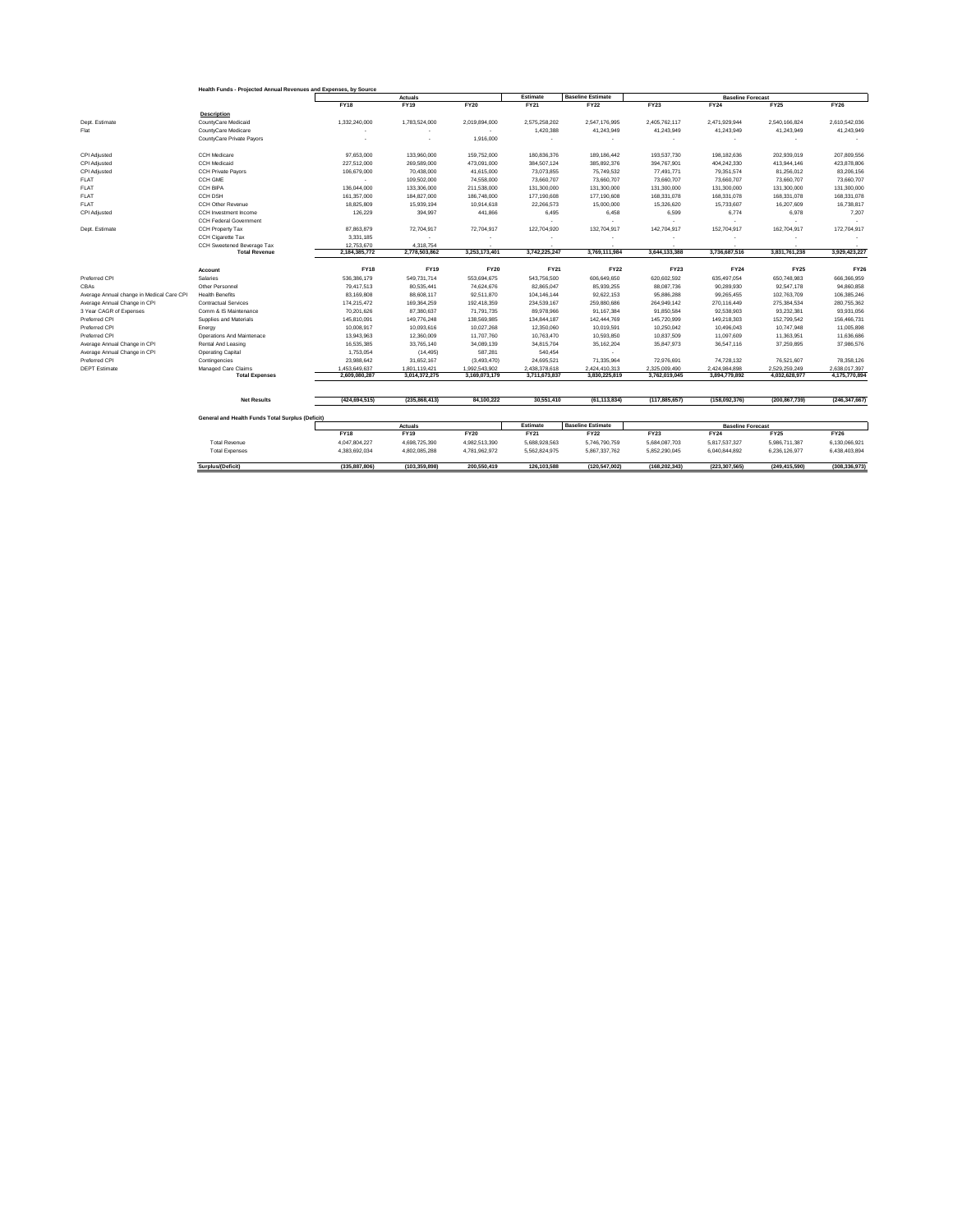**Health Funds - Projected Annual Revenues and Expenses, by Source**

| | | Actuals | | | Estimate | Baseline Estimate | Baseline Forecast | | | |
|---|---|---|---|---|---|---|---|---|---|---|
| | | FY18 | FY19 | FY20 | FY21 | FY22 | FY23 | FY24 | FY25 | FY26 |
| | **Description** | | | | | | | | | |
| Dept. Estimate | CountyCare Medicaid | 1,332,240,000 | 1,783,524,000 | 2,019,894,000 | 2,575,258,202 | 2,547,176,995 | 2,405,762,117 | 2,471,929,944 | 2,540,166,824 | 2,610,542,036 |
| Flat | CountyCare Medicare | - | - | - | 1,420,388 | 41,243,949 | 41,243,949 | 41,243,949 | 41,243,949 | 41,243,949 |
| | CountyCare Private Payors | - | - | 1,916,000 | - | - | - | - | - | - |
| CPI Adjusted | CCH Medicare | 97,653,000 | 133,960,000 | 159,752,000 | 180,836,376 | 189,186,442 | 193,537,730 | 198,182,636 | 202,939,019 | 207,809,556 |
| CPI Adjusted | CCH Medicaid | 227,512,000 | 269,589,000 | 473,091,000 | 384,507,124 | 385,892,376 | 394,767,901 | 404,242,330 | 413,944,146 | 423,878,806 |
| CPI Adjusted | CCH Private Payors | 106,679,000 | 70,438,000 | 41,615,000 | 73,073,855 | 75,749,532 | 77,491,771 | 79,351,574 | 81,256,012 | 83,206,156 |
| FLAT | CCH GME | - | 109,502,000 | 74,558,000 | 73,660,707 | 73,660,707 | 73,660,707 | 73,660,707 | 73,660,707 | 73,660,707 |
| FLAT | CCH BIPA | 136,044,000 | 133,306,000 | 211,538,000 | 131,300,000 | 131,300,000 | 131,300,000 | 131,300,000 | 131,300,000 | 131,300,000 |
| FLAT | CCH DSH | 161,357,000 | 184,827,000 | 186,748,000 | 177,190,608 | 177,190,608 | 168,331,078 | 168,331,078 | 168,331,078 | 168,331,078 |
| FLAT | CCH Other Revenue | 18,825,809 | 15,939,194 | 10,914,618 | 22,266,573 | 15,000,000 | 15,326,620 | 15,733,607 | 16,207,609 | 16,738,817 |
| CPI Adjusted | CCH Investment Income | 126,229 | 394,997 | 441,866 | 6,495 | 6,458 | 6,599 | 6,774 | 6,978 | 7,207 |
| | CCH Federal Government | | | | - | - | - | - | - | - |
| Dept. Estimate | CCH Property Tax | 87,863,879 | 72,704,917 | 72,704,917 | 122,704,920 | 132,704,917 | 142,704,917 | 152,704,917 | 162,704,917 | 172,704,917 |
| | CCH Cigarette Tax | 3,331,185 | - | - | - | - | - | - | - | - |
| | CCH Sweetened Beverage Tax | 12,753,670 | 4,318,754 | - | - | - | - | - | - | - |
| | **Total Revenue** | **2,184,385,772** | **2,778,503,862** | **3,253,173,401** | **3,742,225,247** | **3,769,111,984** | **3,644,133,388** | **3,736,687,516** | **3,831,761,238** | **3,929,423,227** |
| | **Account** | **FY18** | **FY19** | **FY20** | **FY21** | **FY22** | **FY23** | **FY24** | **FY25** | **FY26** |
| Preferred CPI | Salaries | 536,386,179 | 549,731,714 | 553,694,675 | 543,756,500 | 606,649,650 | 620,602,592 | 635,497,054 | 650,748,983 | 666,366,959 |
| CBAs | Other Personnel | 79,417,513 | 80,535,441 | 74,624,676 | 82,865,047 | 85,939,255 | 88,087,736 | 90,289,930 | 92,547,178 | 94,860,858 |
| Average Annual change in Medical Care CPI | Health Benefits | 83,169,808 | 88,608,117 | 92,511,870 | 104,146,144 | 92,622,153 | 95,886,288 | 99,265,455 | 102,763,709 | 106,385,246 |
| Average Annual Change in CPI | Contractual Services | 174,215,472 | 169,364,259 | 192,418,359 | 234,539,167 | 259,880,686 | 264,949,142 | 270,116,449 | 275,384,534 | 280,755,362 |
| 3 Year CAGR of Expenses | Comm & IS Maintenance | 70,201,626 | 87,380,637 | 71,791,735 | 89,978,966 | 91,167,384 | 91,850,584 | 92,538,903 | 93,232,381 | 93,931,056 |
| Preferred CPI | Supplies and Materials | 145,810,091 | 149,776,248 | 138,569,985 | 134,844,187 | 142,444,769 | 145,720,999 | 149,218,303 | 152,799,542 | 156,466,731 |
| Preferred CPI | Energy | 10,008,917 | 10,093,616 | 10,027,268 | 12,350,060 | 10,019,591 | 10,250,042 | 10,496,043 | 10,747,948 | 11,005,898 |
| Preferred CPI | Operations And Maintenace | 13,943,963 | 12,360,009 | 11,707,760 | 10,763,470 | 10,593,850 | 10,837,509 | 11,097,609 | 11,363,951 | 11,636,686 |
| Average Annual Change in CPI | Rental And Leasing | 16,535,385 | 33,765,140 | 34,089,139 | 34,815,704 | 35,162,204 | 35,847,973 | 36,547,116 | 37,259,895 | 37,986,576 |
| Average Annual Change in CPI | Operating Capital | 1,753,054 | (14,495) | 587,281 | 540,454 | - | | | | |
| Preferred CPI | Contingencies | 23,988,642 | 31,652,167 | (3,493,470) | 24,695,521 | 71,335,964 | 72,976,691 | 74,728,132 | 76,521,607 | 78,358,126 |
| DEPT Estimate | Managed Care Claims | 1,453,649,637 | 1,801,119,421 | 1,992,543,902 | 2,438,378,618 | 2,424,410,313 | 2,325,009,490 | 2,424,984,898 | 2,529,259,249 | 2,638,017,397 |
| | **Total Expenses** | **2,609,080,287** | **3,014,372,275** | **3,169,073,179** | **3,711,673,837** | **3,830,225,819** | **3,762,019,045** | **3,894,779,892** | **4,032,628,977** | **4,175,770,894** |
| | **Net Results** | **(424,694,515)** | **(235,868,413)** | **84,100,222** | **30,551,410** | **(61,113,834)** | **(117,885,657)** | **(158,092,376)** | **(200,867,739)** | **(246,347,667)** |

**General and Health Funds Total Surplus (Deficit)**

| | Actuals | | | Estimate | Baseline Estimate | Baseline Forecast | | | |
|---|---|---|---|---|---|---|---|---|---|
| | FY18 | FY19 | FY20 | FY21 | FY22 | FY23 | FY24 | FY25 | FY26 |
| Total Revenue | 4,047,804,227 | 4,698,725,390 | 4,982,513,390 | 5,688,928,563 | 5,746,790,759 | 5,684,087,703 | 5,817,537,327 | 5,986,711,387 | 6,130,066,921 |
| Total Expenses | 4,383,692,034 | 4,802,085,288 | 4,781,962,972 | 5,562,824,975 | 5,867,337,762 | 5,852,290,045 | 6,040,844,892 | 6,236,126,977 | 6,438,403,894 |
| **Surplus/(Deficit)** | **(335,887,806)** | **(103,359,898)** | **200,550,419** | **126,103,588** | **(120,547,002)** | **(168,202,343)** | **(223,307,565)** | **(249,415,590)** | **(308,336,973)** |